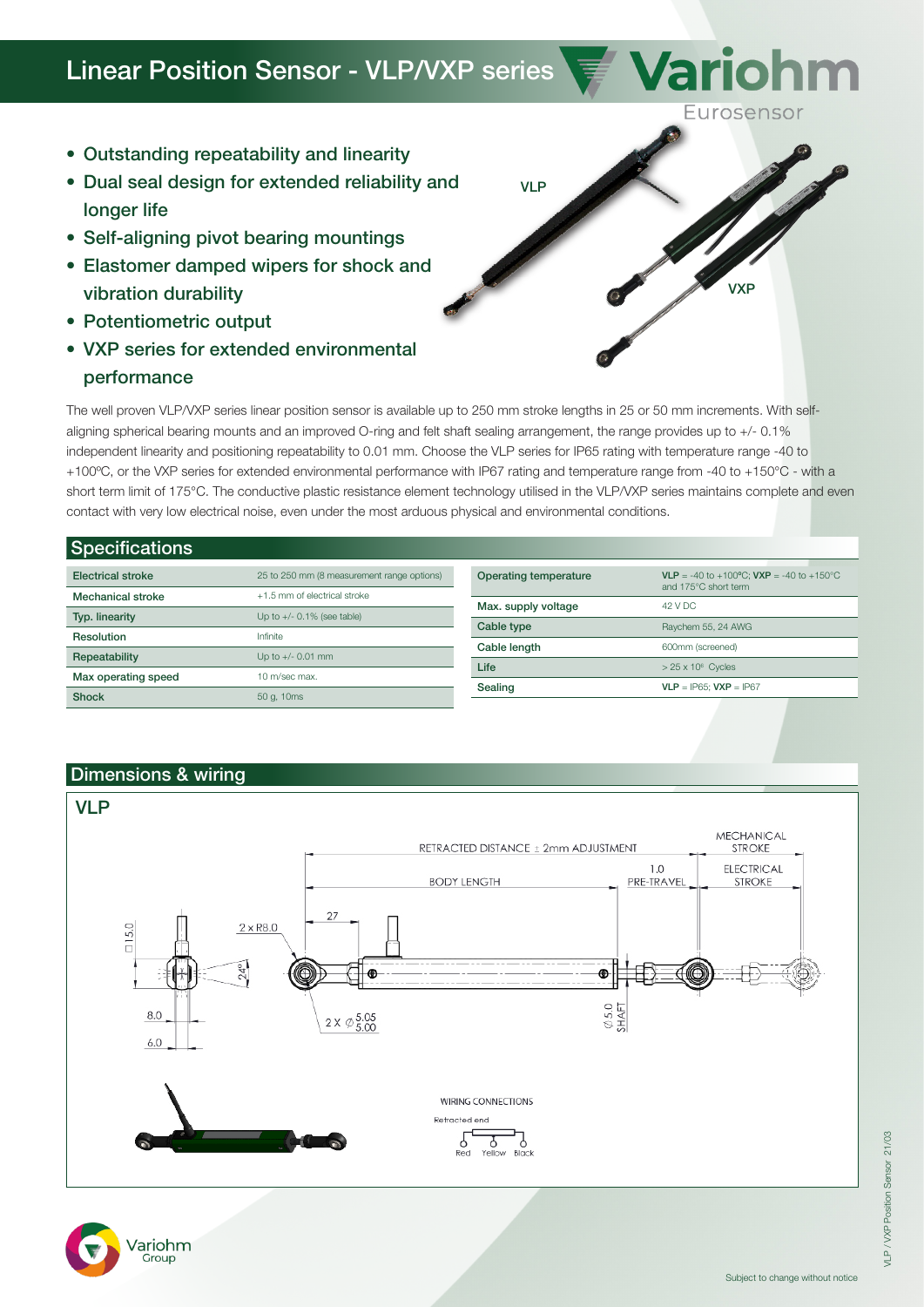# Linear Position Sensor - VLP/VXP series

- Outstanding repeatability and linearity
- Dual seal design for extended reliability and longer life
- Self-aligning pivot bearing mountings
- Elastomer damped wipers for shock and vibration durability
- Potentiometric output
- VXP series for extended environmental performance

The well proven VLP/VXP series linear position sensor is available up to 250 mm stroke lengths in 25 or 50 mm increments. With self-aligning spherical bearing mounts and an improved O-ring and felt shaft sealing arrangement, the range provides up to +/- 0.1% independent linearity and positioning repeatability to 0.01 mm. Choose the VLP series for IP65 rating with temperature range -40 to +100ºC, or the VXP series for extended environmental performance with IP67 rating and temperature range from -40 to +150°C - with a short term limit of 175°C. The conductive plastic resistance element technology utilised in the VLP/VXP series maintains complete and even contact with very low electrical noise, even under the most arduous physical and environmental conditions.

## Specifications

| | |
|---|---|
| Electrical stroke | 25 to 250 mm (8 measurement range options) |
| Mechanical stroke | +1.5 mm of electrical stroke |
| Typ. linearity | Up to +/- 0.1% (see table) |
| Resolution | Infinite |
| Repeatability | Up to +/- 0.01 mm |
| Max operating speed | 10 m/sec max. |
| Shock | 50 g, 10ms |

| | |
|---|---|
| Operating temperature | **VLP** = -40 to +100ºC; **VXP** = -40 to +150°C and 175°C short term |
| Max. supply voltage | 42 V DC |
| Cable type | Raychem 55, 24 AWG |
| Cable length | 600mm (screened) |
| Life | > 25 x $10^6$ Cycles |
| Sealing | **VLP** = IP65; **VXP** = IP67 |

## Dimensions & wiring

### VLP

RETRACTED DISTANCE ± 2mm ADJUSTMENT

MECHANICAL STROKE

BODY LENGTH

1.0 PRE-TRAVEL

ELECTRICAL STROKE

□15.0

2 x R8.0

27

24°

8.0

6.0

2 X Ø 5.05 / 5.00

Ø 5.0 SHAFT

WIRING CONNECTIONS

Retracted end

Red Yellow Black

Subject to change without notice

VLP / VXP Position Sensor 21/03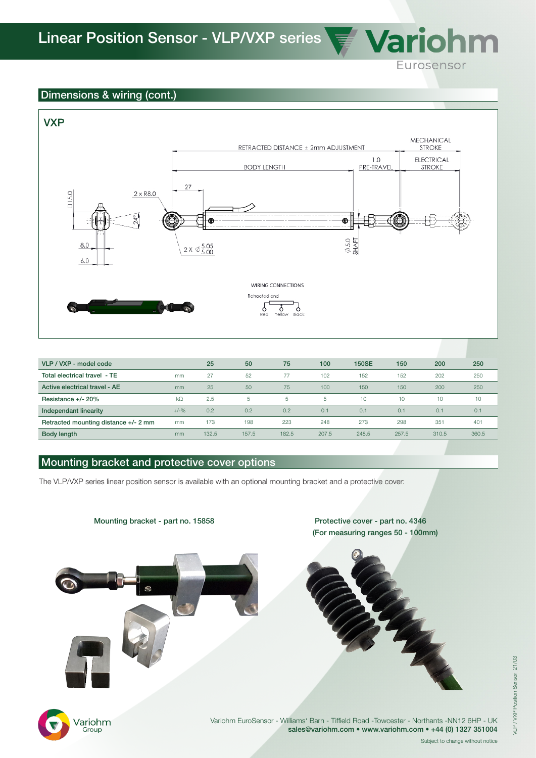## Dimensions & wiring (cont.)

### VXP

RETRACTED DISTANCE ± 2mm ADJUSTMENT

MECHANICAL STROKE

BODY LENGTH

1.0 PRE-TRAVEL

ELECTRICAL STROKE

□15.0

2 x R8.0

27

24°

8.0

6.0

2 X ∅ 5.05 / 5.00

∅5.0 SHAFT

WIRING CONNECTIONS

Retracted end

Red Yellow Black

| VLP / VXP - model code | | 25 | 50 | 75 | 100 | 150SE | 150 | 200 | 250 |
|---|---|---|---|---|---|---|---|---|---|
| Total electrical travel - TE | mm | 27 | 52 | 77 | 102 | 152 | 152 | 202 | 250 |
| Active electrical travel - AE | mm | 25 | 50 | 75 | 100 | 150 | 150 | 200 | 250 |
| Resistance +/- 20% | kΩ | 2.5 | 5 | 5 | 5 | 10 | 10 | 10 | 10 |
| Independant linearity | +/-% | 0.2 | 0.2 | 0.2 | 0.1 | 0.1 | 0.1 | 0.1 | 0.1 |
| Retracted mounting distance +/- 2 mm | mm | 173 | 198 | 223 | 248 | 273 | 298 | 351 | 401 |
| Body length | mm | 132.5 | 157.5 | 182.5 | 207.5 | 248.5 | 257.5 | 310.5 | 360.5 |

## Mounting bracket and protective cover options

The VLP/VXP series linear position sensor is available with an optional mounting bracket and a protective cover:

**Mounting bracket - part no. 15858**

**Protective cover - part no. 4346**
**(For measuring ranges 50 - 100mm)**

Variohm EuroSensor - Williams' Barn - Tiffield Road -Towcester - Northants -NN12 6HP - UK
**sales@variohm.com • www.variohm.com • +44 (0) 1327 351004**

Subject to change without notice